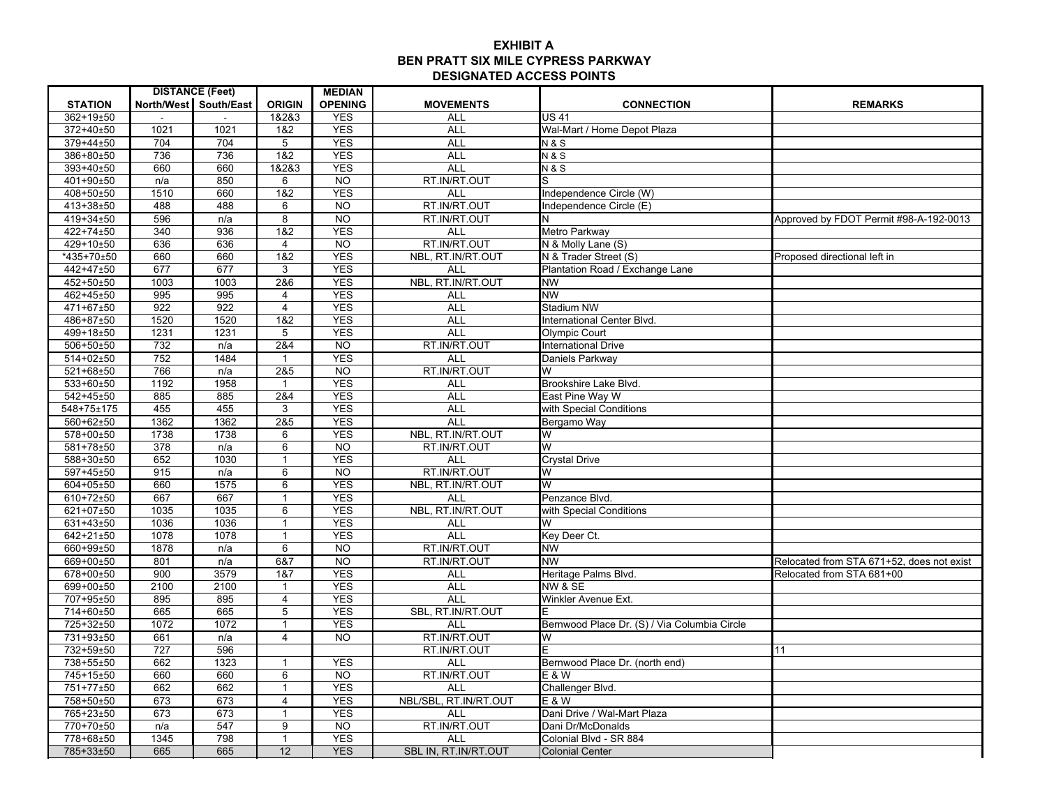# EXHIBIT A
# BEN PRATT SIX MILE CYPRESS PARKWAY
# DESIGNATED ACCESS POINTS

| STATION | DISTANCE (Feet) | | ORIGIN | MEDIAN OPENING | MOVEMENTS | CONNECTION | REMARKS |
|---|---|---|---|---|---|---|---|
| | North/West | South/East | | | | | |
| 362+19±50 | - | - | 1&2&3 | YES | ALL | US 41 | |
| 372+40±50 | 1021 | 1021 | 1&2 | YES | ALL | Wal-Mart / Home Depot Plaza | |
| 379+44±50 | 704 | 704 | 5 | YES | ALL | N & S | |
| 386+80±50 | 736 | 736 | 1&2 | YES | ALL | N & S | |
| 393+40±50 | 660 | 660 | 1&2&3 | YES | ALL | N & S | |
| 401+90±50 | n/a | 850 | 6 | NO | RT.IN/RT.OUT | S | |
| 408+50±50 | 1510 | 660 | 1&2 | YES | ALL | Independence Circle (W) | |
| 413+38±50 | 488 | 488 | 6 | NO | RT.IN/RT.OUT | Independence Circle (E) | |
| 419+34±50 | 596 | n/a | 8 | NO | RT.IN/RT.OUT | N | Approved by FDOT Permit #98-A-192-0013 |
| 422+74±50 | 340 | 936 | 1&2 | YES | ALL | Metro Parkway | |
| 429+10±50 | 636 | 636 | 4 | NO | RT.IN/RT.OUT | N & Molly Lane (S) | |
| *435+70±50 | 660 | 660 | 1&2 | YES | NBL, RT.IN/RT.OUT | N & Trader Street (S) | Proposed directional left in |
| 442+47±50 | 677 | 677 | 3 | YES | ALL | Plantation Road / Exchange Lane | |
| 452+50±50 | 1003 | 1003 | 2&6 | YES | NBL, RT.IN/RT.OUT | NW | |
| 462+45±50 | 995 | 995 | 4 | YES | ALL | NW | |
| 471+67±50 | 922 | 922 | 4 | YES | ALL | Stadium NW | |
| 486+87±50 | 1520 | 1520 | 1&2 | YES | ALL | International Center Blvd. | |
| 499+18±50 | 1231 | 1231 | 5 | YES | ALL | Olympic Court | |
| 506+50±50 | 732 | n/a | 2&4 | NO | RT.IN/RT.OUT | International Drive | |
| 514+02±50 | 752 | 1484 | 1 | YES | ALL | Daniels Parkway | |
| 521+68±50 | 766 | n/a | 2&5 | NO | RT.IN/RT.OUT | W | |
| 533+60±50 | 1192 | 1958 | 1 | YES | ALL | Brookshire Lake Blvd. | |
| 542+45±50 | 885 | 885 | 2&4 | YES | ALL | East Pine Way W | |
| 548+75±175 | 455 | 455 | 3 | YES | ALL | with Special Conditions | |
| 560+62±50 | 1362 | 1362 | 2&5 | YES | ALL | Bergamo Way | |
| 578+00±50 | 1738 | 1738 | 6 | YES | NBL, RT.IN/RT.OUT | W | |
| 581+78±50 | 378 | n/a | 6 | NO | RT.IN/RT.OUT | W | |
| 588+30±50 | 652 | 1030 | 1 | YES | ALL | Crystal Drive | |
| 597+45±50 | 915 | n/a | 6 | NO | RT.IN/RT.OUT | W | |
| 604+05±50 | 660 | 1575 | 6 | YES | NBL, RT.IN/RT.OUT | W | |
| 610+72±50 | 667 | 667 | 1 | YES | ALL | Penzance Blvd. | |
| 621+07±50 | 1035 | 1035 | 6 | YES | NBL, RT.IN/RT.OUT | with Special Conditions | |
| 631+43±50 | 1036 | 1036 | 1 | YES | ALL | W | |
| 642+21±50 | 1078 | 1078 | 1 | YES | ALL | Key Deer Ct. | |
| 660+99±50 | 1878 | n/a | 6 | NO | RT.IN/RT.OUT | NW | |
| 669+00±50 | 801 | n/a | 6&7 | NO | RT.IN/RT.OUT | NW | Relocated from STA 671+52, does not exist |
| 678+00±50 | 900 | 3579 | 1&7 | YES | ALL | Heritage Palms Blvd. | Relocated from STA 681+00 |
| 699+00±50 | 2100 | 2100 | 1 | YES | ALL | NW & SE | |
| 707+95±50 | 895 | 895 | 4 | YES | ALL | Winkler Avenue Ext. | |
| 714+60±50 | 665 | 665 | 5 | YES | SBL, RT.IN/RT.OUT | E | |
| 725+32±50 | 1072 | 1072 | 1 | YES | ALL | Bernwood Place Dr. (S) / Via Columbia Circle | |
| 731+93±50 | 661 | n/a | 4 | NO | RT.IN/RT.OUT | W | |
| 732+59±50 | 727 | 596 | | | RT.IN/RT.OUT | E | 11 |
| 738+55±50 | 662 | 1323 | 1 | YES | ALL | Bernwood Place Dr. (north end) | |
| 745+15±50 | 660 | 660 | 6 | NO | RT.IN/RT.OUT | E & W | |
| 751+77±50 | 662 | 662 | 1 | YES | ALL | Challenger Blvd. | |
| 758+50±50 | 673 | 673 | 4 | YES | NBL/SBL, RT.IN/RT.OUT | E & W | |
| 765+23±50 | 673 | 673 | 1 | YES | ALL | Dani Drive / Wal-Mart Plaza | |
| 770+70±50 | n/a | 547 | 9 | NO | RT.IN/RT.OUT | Dani Dr/McDonalds | |
| 778+68±50 | 1345 | 798 | 1 | YES | ALL | Colonial Blvd - SR 884 | |
| 785+33±50 | 665 | 665 | 12 | YES | SBL IN, RT.IN/RT.OUT | Colonial Center | |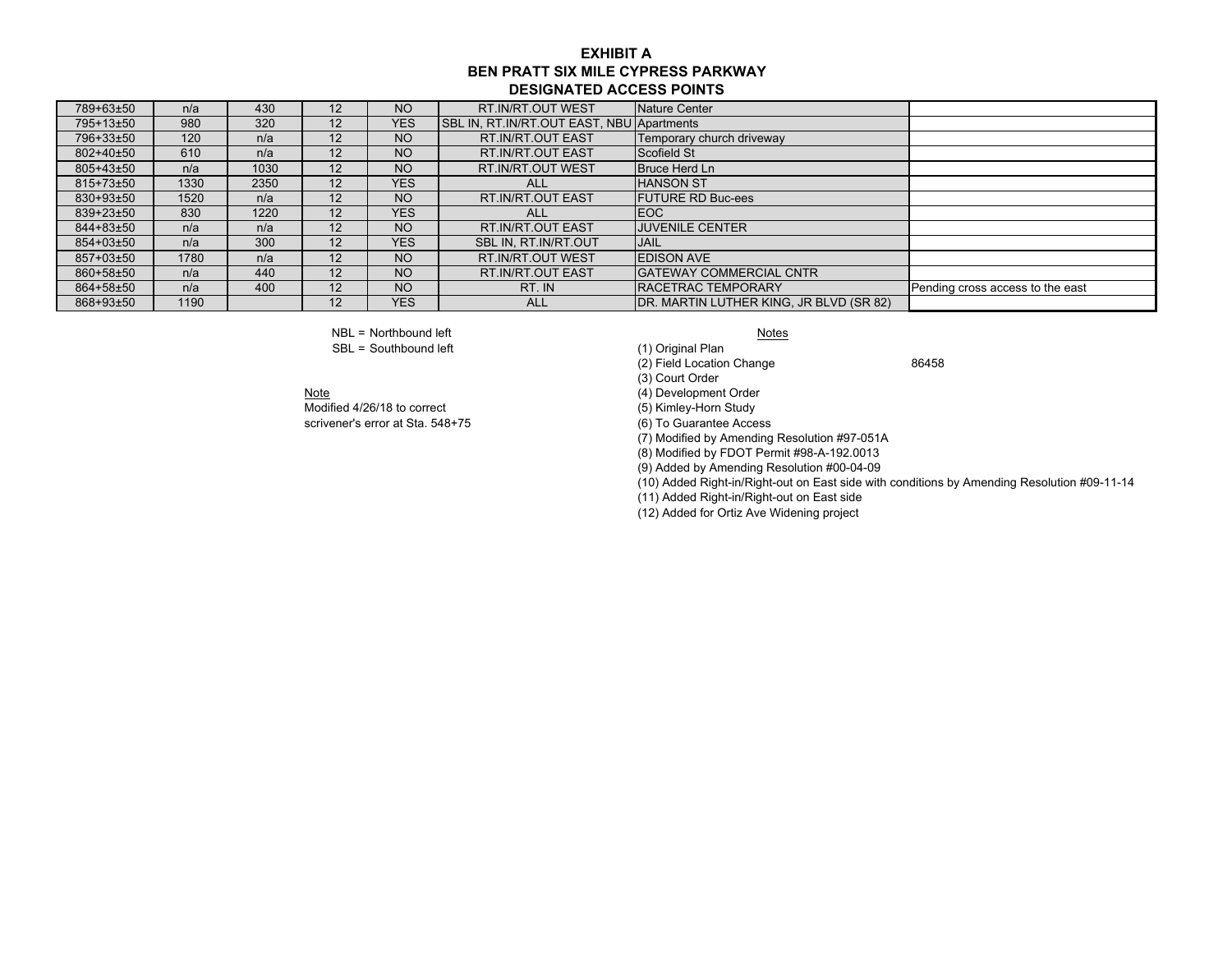**EXHIBIT A**
**BEN PRATT SIX MILE CYPRESS PARKWAY**
**DESIGNATED ACCESS POINTS**

| | | | | | | | |
|---|---|---|---|---|---|---|---|
| 789+63±50 | n/a | 430 | 12 | NO | RT.IN/RT.OUT WEST | Nature Center | |
| 795+13±50 | 980 | 320 | 12 | YES | SBL IN, RT.IN/RT.OUT EAST, NBU | Apartments | |
| 796+33±50 | 120 | n/a | 12 | NO | RT.IN/RT.OUT EAST | Temporary church driveway | |
| 802+40±50 | 610 | n/a | 12 | NO | RT.IN/RT.OUT EAST | Scofield St | |
| 805+43±50 | n/a | 1030 | 12 | NO | RT.IN/RT.OUT WEST | Bruce Herd Ln | |
| 815+73±50 | 1330 | 2350 | 12 | YES | ALL | HANSON ST | |
| 830+93±50 | 1520 | n/a | 12 | NO | RT.IN/RT.OUT EAST | FUTURE RD Buc-ees | |
| 839+23±50 | 830 | 1220 | 12 | YES | ALL | EOC | |
| 844+83±50 | n/a | n/a | 12 | NO | RT.IN/RT.OUT EAST | JUVENILE CENTER | |
| 854+03±50 | n/a | 300 | 12 | YES | SBL IN, RT.IN/RT.OUT | JAIL | |
| 857+03±50 | 1780 | n/a | 12 | NO | RT.IN/RT.OUT WEST | EDISON AVE | |
| 860+58±50 | n/a | 440 | 12 | NO | RT.IN/RT.OUT EAST | GATEWAY COMMERCIAL CNTR | |
| 864+58±50 | n/a | 400 | 12 | NO | RT. IN | RACETRAC TEMPORARY | Pending cross access to the east |
| 868+93±50 | 1190 | | 12 | YES | ALL | DR. MARTIN LUTHER KING, JR BLVD (SR 82) | |

NBL = Northbound left
SBL = Southbound left

Note
Modified 4/26/18 to correct scrivener's error at Sta. 548+75

Notes
(1) Original Plan
(2) Field Location Change 86458
(3) Court Order
(4) Development Order
(5) Kimley-Horn Study
(6) To Guarantee Access
(7) Modified by Amending Resolution #97-051A
(8) Modified by FDOT Permit #98-A-192.0013
(9) Added by Amending Resolution #00-04-09
(10) Added Right-in/Right-out on East side with conditions by Amending Resolution #09-11-14
(11) Added Right-in/Right-out on East side
(12) Added for Ortiz Ave Widening project